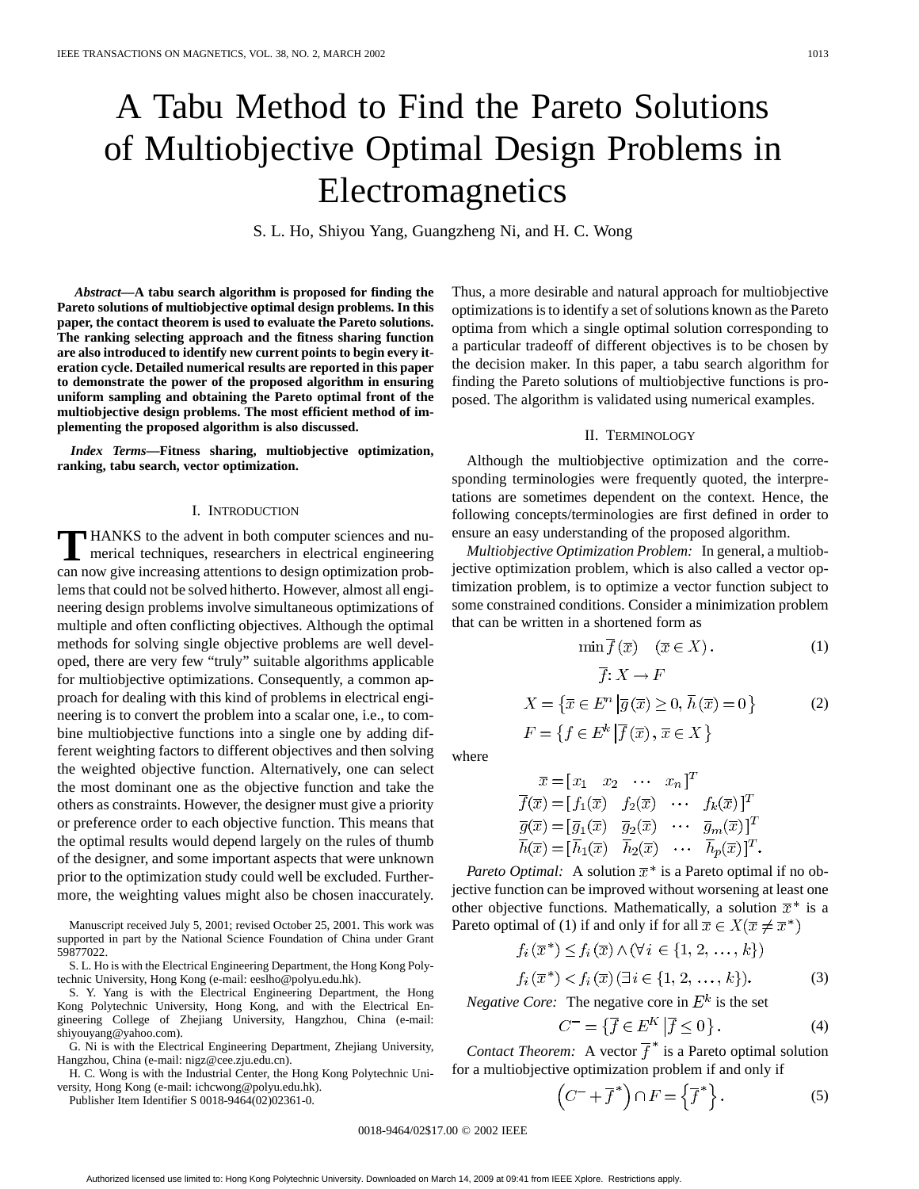# A Tabu Method to Find the Pareto Solutions of Multiobjective Optimal Design Problems in Electromagnetics

S. L. Ho, Shiyou Yang, Guangzheng Ni, and H. C. Wong

***Abstract*—A tabu search algorithm is proposed for finding the Pareto solutions of multiobjective optimal design problems. In this paper, the contact theorem is used to evaluate the Pareto solutions. The ranking selecting approach and the fitness sharing function are also introduced to identify new current points to begin every iteration cycle. Detailed numerical results are reported in this paper to demonstrate the power of the proposed algorithm in ensuring uniform sampling and obtaining the Pareto optimal front of the multiobjective design problems. The most efficient method of implementing the proposed algorithm is also discussed.**

***Index Terms*—Fitness sharing, multiobjective optimization, ranking, tabu search, vector optimization.**

## I. Introduction

Thanks to the advent in both computer sciences and numerical techniques, researchers in electrical engineering can now give increasing attentions to design optimization problems that could not be solved hitherto. However, almost all engineering design problems involve simultaneous optimizations of multiple and often conflicting objectives. Although the optimal methods for solving single objective problems are well developed, there are very few "truly" suitable algorithms applicable for multiobjective optimizations. Consequently, a common approach for dealing with this kind of problems in electrical engineering is to convert the problem into a scalar one, i.e., to combine multiobjective functions into a single one by adding different weighting factors to different objectives and then solving the weighted objective function. Alternatively, one can select the most dominant one as the objective function and take the others as constraints. However, the designer must give a priority or preference order to each objective function. This means that the optimal results would depend largely on the rules of thumb of the designer, and some important aspects that were unknown prior to the optimization study could well be excluded. Furthermore, the weighting values might also be chosen inaccurately. Thus, a more desirable and natural approach for multiobjective optimizations is to identify a set of solutions known as the Pareto optima from which a single optimal solution corresponding to a particular tradeoff of different objectives is to be chosen by the decision maker. In this paper, a tabu search algorithm for finding the Pareto solutions of multiobjective functions is proposed. The algorithm is validated using numerical examples.

Manuscript received July 5, 2001; revised October 25, 2001. This work was supported in part by the National Science Foundation of China under Grant 59877022.

S. L. Ho is with the Electrical Engineering Department, the Hong Kong Polytechnic University, Hong Kong (e-mail: eeslho@polyu.edu.hk).

S. Y. Yang is with the Electrical Engineering Department, the Hong Kong Polytechnic University, Hong Kong, and with the Electrical Engineering College of Zhejiang University, Hangzhou, China (e-mail: shiyouyang@yahoo.com).

G. Ni is with the Electrical Engineering Department, Zhejiang University, Hangzhou, China (e-mail: nigz@cee.zju.edu.cn).

H. C. Wong is with the Industrial Center, the Hong Kong Polytechnic University, Hong Kong (e-mail: ichcwong@polyu.edu.hk).

Publisher Item Identifier S 0018-9464(02)02361-0.

## II. Terminology

Although the multiobjective optimization and the corresponding terminologies were frequently quoted, the interpretations are sometimes dependent on the context. Hence, the following concepts/terminologies are first defined in order to ensure an easy understanding of the proposed algorithm.

*Multiobjective Optimization Problem:* In general, a multiobjective optimization problem, which is also called a vector optimization problem, is to optimize a vector function subject to some constrained conditions. Consider a minimization problem that can be written in a shortened form as

$$\min \overline{f}(\overline{x}) \quad (\overline{x} \in X). \tag{1}$$

$$\overline{f}: X \rightarrow F$$

$$X = \left\{\overline{x} \in E^n \,\middle|\, \overline{g}(\overline{x}) \geq 0, \overline{h}(\overline{x}) = 0\right\} \tag{2}$$

$$F = \left\{f \in E^k \,\middle|\, \overline{f}(\overline{x}), \overline{x} \in X\right\}$$

where

$$\begin{aligned}
\overline{x} &= [x_1 \quad x_2 \quad \cdots \quad x_n]^T \\
\overline{f}(\overline{x}) &= [f_1(\overline{x}) \quad f_2(\overline{x}) \quad \cdots \quad f_k(\overline{x})]^T \\
\overline{g}(\overline{x}) &= [\overline{g}_1(\overline{x}) \quad \overline{g}_2(\overline{x}) \quad \cdots \quad \overline{g}_m(\overline{x})]^T \\
\overline{h}(\overline{x}) &= [\overline{h}_1(\overline{x}) \quad \overline{h}_2(\overline{x}) \quad \cdots \quad \overline{h}_p(\overline{x})]^T.
\end{aligned}$$

*Pareto Optimal:* A solution $\overline{x}^*$ is a Pareto optimal if no objective function can be improved without worsening at least one other objective functions. Mathematically, a solution $\overline{x}^*$ is a Pareto optimal of (1) if and only if for all $\overline{x} \in X (\overline{x} \neq \overline{x}^*)$

$$f_i(\overline{x}^*) \leq f_i(\overline{x}) \wedge (\forall i \in \{1, 2, \ldots, k\})$$

$$f_i(\overline{x}^*) < f_i(\overline{x}) \, (\exists i \in \{1, 2, \ldots, k\}). \tag{3}$$

*Negative Core:* The negative core in $E^k$ is the set

$$C^{-} = \left\{\overline{f} \in E^K \,\middle|\, \overline{f} \leq 0\right\}. \tag{4}$$

*Contact Theorem:* A vector $\overline{f}^*$ is a Pareto optimal solution for a multiobjective optimization problem if and only if

$$\left(C^{-} + \overline{f}^*\right) \cap F = \left\{\overline{f}^*\right\}. \tag{5}$$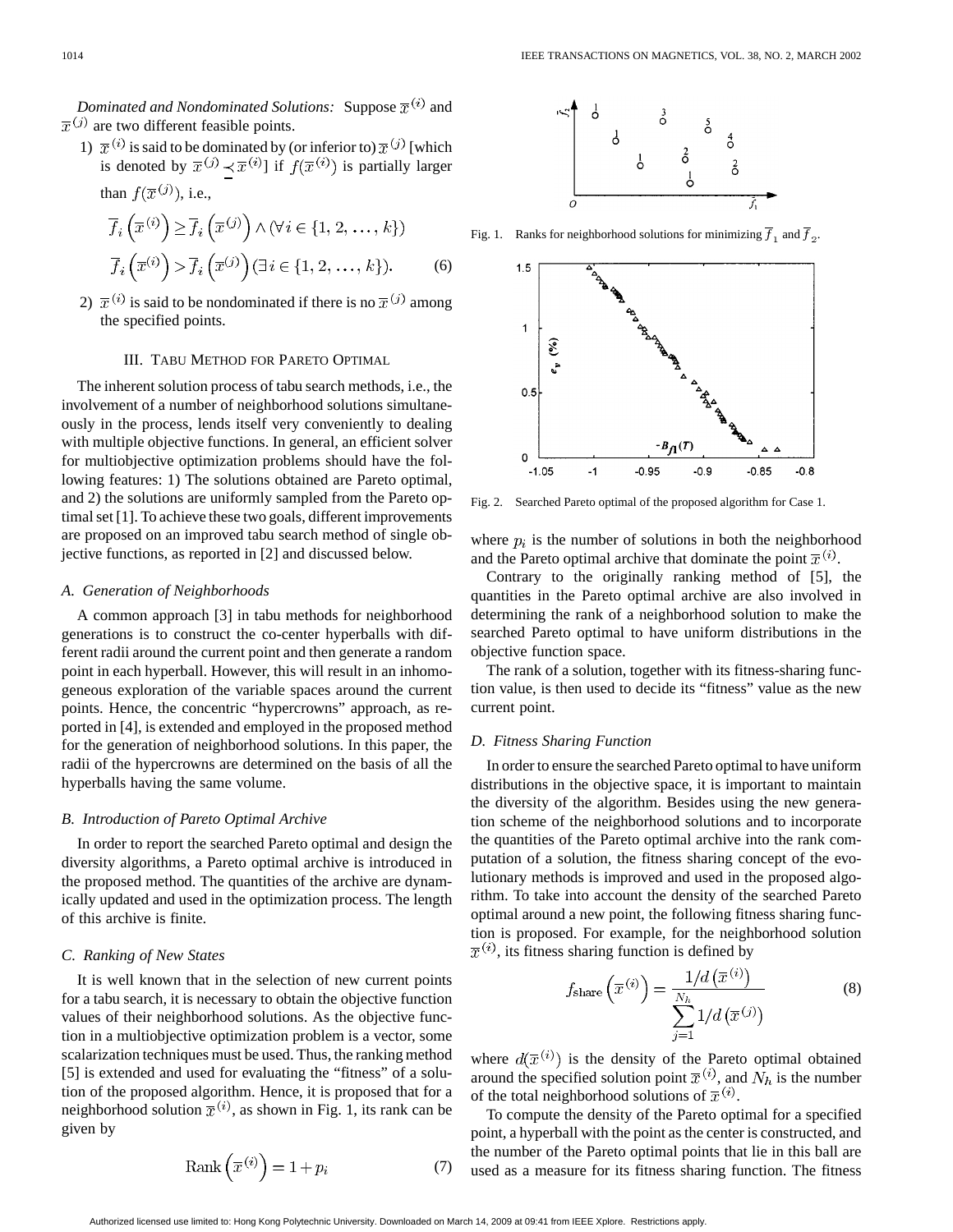*Dominated and Nondominated Solutions:* Suppose $\overline{x}^{(i)}$ and $\overline{x}^{(j)}$ are two different feasible points.

1) $\overline{x}^{(i)}$ is said to be dominated by (or inferior to) $\overline{x}^{(j)}$ [which is denoted by $\overline{x}^{(j)} \preceq \overline{x}^{(i)}$] if $f(\overline{x}^{(i)})$ is partially larger than $f(\overline{x}^{(j)})$, i.e.,

$$\overline{f}_i\left(\overline{x}^{(i)}\right) \geq \overline{f}_i\left(\overline{x}^{(j)}\right) \wedge (\forall i \in \{1, 2, \ldots, k\})$$
$$\overline{f}_i\left(\overline{x}^{(i)}\right) > \overline{f}_i\left(\overline{x}^{(j)}\right) (\exists i \in \{1, 2, \ldots, k\}). \tag{6}$$

2) $\overline{x}^{(i)}$ is said to be nondominated if there is no $\overline{x}^{(j)}$ among the specified points.

## III. Tabu Method for Pareto Optimal

The inherent solution process of tabu search methods, i.e., the involvement of a number of neighborhood solutions simultaneously in the process, lends itself very conveniently to dealing with multiple objective functions. In general, an efficient solver for multiobjective optimization problems should have the following features: 1) The solutions obtained are Pareto optimal, and 2) the solutions are uniformly sampled from the Pareto optimal set [1]. To achieve these two goals, different improvements are proposed on an improved tabu search method of single objective functions, as reported in [2] and discussed below.

### *A. Generation of Neighborhoods*

A common approach [3] in tabu methods for neighborhood generations is to construct the co-center hyperballs with different radii around the current point and then generate a random point in each hyperball. However, this will result in an inhomogeneous exploration of the variable spaces around the current points. Hence, the concentric "hypercrowns" approach, as reported in [4], is extended and employed in the proposed method for the generation of neighborhood solutions. In this paper, the radii of the hypercrowns are determined on the basis of all the hyperballs having the same volume.

### *B. Introduction of Pareto Optimal Archive*

In order to report the searched Pareto optimal and design the diversity algorithms, a Pareto optimal archive is introduced in the proposed method. The quantities of the archive are dynamically updated and used in the optimization process. The length of this archive is finite.

### *C. Ranking of New States*

It is well known that in the selection of new current points for a tabu search, it is necessary to obtain the objective function values of their neighborhood solutions. As the objective function in a multiobjective optimization problem is a vector, some scalarization techniques must be used. Thus, the ranking method [5] is extended and used for evaluating the "fitness" of a solution of the proposed algorithm. Hence, it is proposed that for a neighborhood solution $\overline{x}^{(i)}$, as shown in Fig. 1, its rank can be given by

$$\text{Rank}\left(\overline{x}^{(i)}\right) = 1 + p_i \tag{7}$$

Fig. 1. Ranks for neighborhood solutions for minimizing $\overline{f}_1$ and $\overline{f}_2$.

Fig. 2. Searched Pareto optimal of the proposed algorithm for Case 1.

where $p_i$ is the number of solutions in both the neighborhood and the Pareto optimal archive that dominate the point $\overline{x}^{(i)}$.

Contrary to the originally ranking method of [5], the quantities in the Pareto optimal archive are also involved in determining the rank of a neighborhood solution to make the searched Pareto optimal to have uniform distributions in the objective function space.

The rank of a solution, together with its fitness-sharing function value, is then used to decide its "fitness" value as the new current point.

### *D. Fitness Sharing Function*

In order to ensure the searched Pareto optimal to have uniform distributions in the objective space, it is important to maintain the diversity of the algorithm. Besides using the new generation scheme of the neighborhood solutions and to incorporate the quantities of the Pareto optimal archive into the rank computation of a solution, the fitness sharing concept of the evolutionary methods is improved and used in the proposed algorithm. To take into account the density of the searched Pareto optimal around a new point, the following fitness sharing function is proposed. For example, for the neighborhood solution $\overline{x}^{(i)}$, its fitness sharing function is defined by

$$f_{\text{share}}\left(\overline{x}^{(i)}\right) = \frac{1/d\left(\overline{x}^{(i)}\right)}{\sum_{j=1}^{N_h} 1/d\left(\overline{x}^{(j)}\right)} \tag{8}$$

where $d(\overline{x}^{(i)})$ is the density of the Pareto optimal obtained around the specified solution point $\overline{x}^{(i)}$, and $N_h$ is the number of the total neighborhood solutions of $\overline{x}^{(i)}$.

To compute the density of the Pareto optimal for a specified point, a hyperball with the point as the center is constructed, and the number of the Pareto optimal points that lie in this ball are used as a measure for its fitness sharing function. The fitness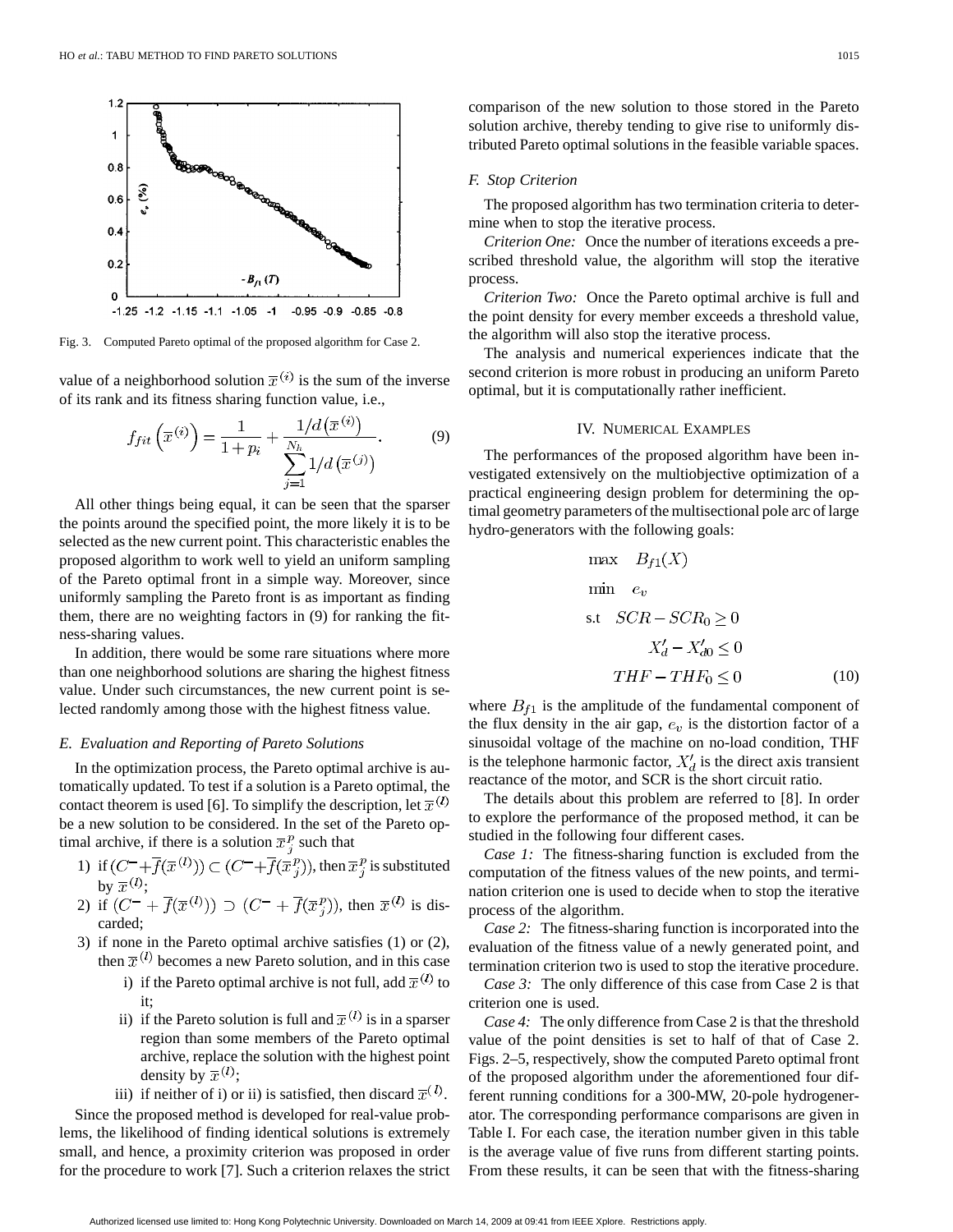Fig. 3. Computed Pareto optimal of the proposed algorithm for Case 2.

value of a neighborhood solution $\overline{x}^{(i)}$ is the sum of the inverse of its rank and its fitness sharing function value, i.e.,

$$f_{fit}\left(\overline{x}^{(i)}\right) = \frac{1}{1+p_i} + \frac{1/d\left(\overline{x}^{(i)}\right)}{\sum_{j=1}^{N_h} 1/d\left(\overline{x}^{(j)}\right)}. \tag{9}$$

All other things being equal, it can be seen that the sparser the points around the specified point, the more likely it is to be selected as the new current point. This characteristic enables the proposed algorithm to work well to yield an uniform sampling of the Pareto optimal front in a simple way. Moreover, since uniformly sampling the Pareto front is as important as finding them, there are no weighting factors in (9) for ranking the fitness-sharing values.

In addition, there would be some rare situations where more than one neighborhood solutions are sharing the highest fitness value. Under such circumstances, the new current point is selected randomly among those with the highest fitness value.

### *E. Evaluation and Reporting of Pareto Solutions*

In the optimization process, the Pareto optimal archive is automatically updated. To test if a solution is a Pareto optimal, the contact theorem is used [6]. To simplify the description, let $\overline{x}^{(l)}$ be a new solution to be considered. In the set of the Pareto optimal archive, if there is a solution $\overline{x}_j^p$ such that

1) if $(C^{-}+\overline{f}(\overline{x}^{(l)})) \subset (C^{-}+\overline{f}(\overline{x}_j^p))$, then $\overline{x}_j^p$ is substituted by $\overline{x}^{(l)}$;
2) if $(C^{-}+\overline{f}(\overline{x}^{(l)})) \supset (C^{-}+\overline{f}(\overline{x}_j^p))$, then $\overline{x}^{(l)}$ is discarded;
3) if none in the Pareto optimal archive satisfies (1) or (2), then $\overline{x}^{(l)}$ becomes a new Pareto solution, and in this case
   i) if the Pareto optimal archive is not full, add $\overline{x}^{(l)}$ to it;
   ii) if the Pareto solution is full and $\overline{x}^{(l)}$ is in a sparser region than some members of the Pareto optimal archive, replace the solution with the highest point density by $\overline{x}^{(l)}$;
   iii) if neither of i) or ii) is satisfied, then discard $\overline{x}^{(l)}$.

Since the proposed method is developed for real-value problems, the likelihood of finding identical solutions is extremely small, and hence, a proximity criterion was proposed in order for the procedure to work [7]. Such a criterion relaxes the strict comparison of the new solution to those stored in the Pareto solution archive, thereby tending to give rise to uniformly distributed Pareto optimal solutions in the feasible variable spaces.

### *F. Stop Criterion*

The proposed algorithm has two termination criteria to determine when to stop the iterative process.

*Criterion One:* Once the number of iterations exceeds a prescribed threshold value, the algorithm will stop the iterative process.

*Criterion Two:* Once the Pareto optimal archive is full and the point density for every member exceeds a threshold value, the algorithm will also stop the iterative process.

The analysis and numerical experiences indicate that the second criterion is more robust in producing an uniform Pareto optimal, but it is computationally rather inefficient.

## IV. Numerical Examples

The performances of the proposed algorithm have been investigated extensively on the multiobjective optimization of a practical engineering design problem for determining the optimal geometry parameters of the multisectional pole arc of large hydro-generators with the following goals:

$$\begin{aligned} \max \quad & B_{f1}(X) \\ \min \quad & e_v \\ \text{s.t} \quad & SCR - SCR_0 \geq 0 \\ & X_d' - X_{d0}' \leq 0 \\ & THF - THF_0 \leq 0 \end{aligned} \tag{10}$$

where $B_{f1}$ is the amplitude of the fundamental component of the flux density in the air gap, $e_v$ is the distortion factor of a sinusoidal voltage of the machine on no-load condition, THF is the telephone harmonic factor, $X_d'$ is the direct axis transient reactance of the motor, and SCR is the short circuit ratio.

The details about this problem are referred to [8]. In order to explore the performance of the proposed method, it can be studied in the following four different cases.

*Case 1:* The fitness-sharing function is excluded from the computation of the fitness values of the new points, and termination criterion one is used to decide when to stop the iterative process of the algorithm.

*Case 2:* The fitness-sharing function is incorporated into the evaluation of the fitness value of a newly generated point, and termination criterion two is used to stop the iterative procedure.

*Case 3:* The only difference of this case from Case 2 is that criterion one is used.

*Case 4:* The only difference from Case 2 is that the threshold value of the point densities is set to half of that of Case 2. Figs. 2–5, respectively, show the computed Pareto optimal front of the proposed algorithm under the aforementioned four different running conditions for a 300-MW, 20-pole hydrogenerator. The corresponding performance comparisons are given in Table I. For each case, the iteration number given in this table is the average value of five runs from different starting points. From these results, it can be seen that with the fitness-sharing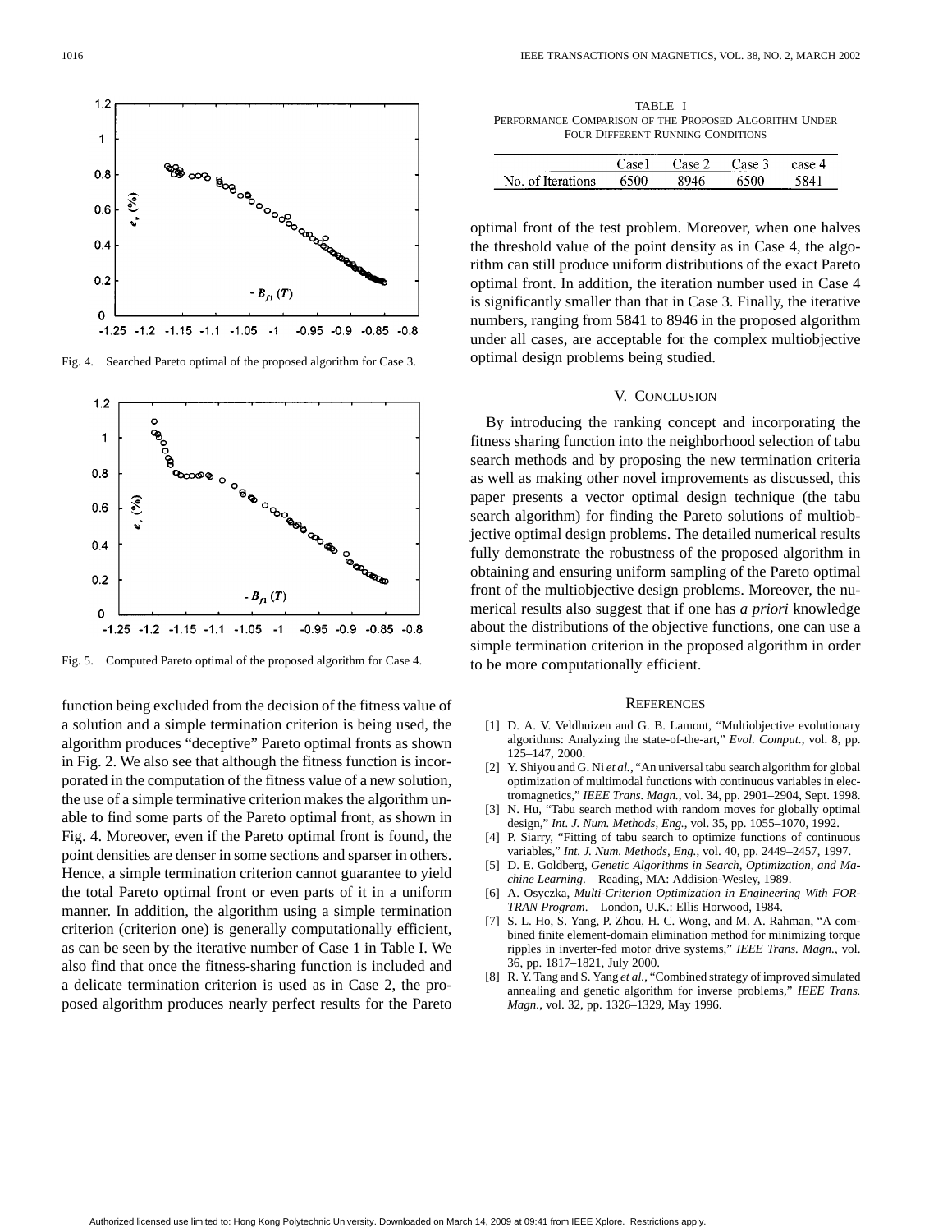1.2

1

0.8

0.6

0.4

0.2

0

$e_v$ (%)

$-B_{f1}$ (T)

-1.25 -1.2 -1.15 -1.1 -1.05 -1 -0.95 -0.9 -0.85 -0.8

Fig. 4. Searched Pareto optimal of the proposed algorithm for Case 3.

1.2

1

0.8

0.6

0.4

0.2

0

$e_v$ (%)

$-B_{f1}$ (T)

-1.25 -1.2 -1.15 -1.1 -1.05 -1 -0.95 -0.9 -0.85 -0.8

Fig. 5. Computed Pareto optimal of the proposed algorithm for Case 4.

function being excluded from the decision of the fitness value of a solution and a simple termination criterion is being used, the algorithm produces "deceptive" Pareto optimal fronts as shown in Fig. 2. We also see that although the fitness function is incorporated in the computation of the fitness value of a new solution, the use of a simple terminative criterion makes the algorithm unable to find some parts of the Pareto optimal front, as shown in Fig. 4. Moreover, even if the Pareto optimal front is found, the point densities are denser in some sections and sparser in others. Hence, a simple termination criterion cannot guarantee to yield the total Pareto optimal front or even parts of it in a uniform manner. In addition, the algorithm using a simple termination criterion (criterion one) is generally computationally efficient, as can be seen by the iterative number of Case 1 in Table I. We also find that once the fitness-sharing function is included and a delicate termination criterion is used as in Case 2, the proposed algorithm produces nearly perfect results for the Pareto

TABLE I
PERFORMANCE COMPARISON OF THE PROPOSED ALGORITHM UNDER FOUR DIFFERENT RUNNING CONDITIONS

| | Case1 | Case 2 | Case 3 | case 4 |
|---|---|---|---|---|
| No. of Iterations | 6500 | 8946 | 6500 | 5841 |

optimal front of the test problem. Moreover, when one halves the threshold value of the point density as in Case 4, the algorithm can still produce uniform distributions of the exact Pareto optimal front. In addition, the iteration number used in Case 4 is significantly smaller than that in Case 3. Finally, the iterative numbers, ranging from 5841 to 8946 in the proposed algorithm under all cases, are acceptable for the complex multiobjective optimal design problems being studied.

## V. CONCLUSION

By introducing the ranking concept and incorporating the fitness sharing function into the neighborhood selection of tabu search methods and by proposing the new termination criteria as well as making other novel improvements as discussed, this paper presents a vector optimal design technique (the tabu search algorithm) for finding the Pareto solutions of multiobjective optimal design problems. The detailed numerical results fully demonstrate the robustness of the proposed algorithm in obtaining and ensuring uniform sampling of the Pareto optimal front of the multiobjective design problems. Moreover, the numerical results also suggest that if one has *a priori* knowledge about the distributions of the objective functions, one can use a simple termination criterion in the proposed algorithm in order to be more computationally efficient.

## REFERENCES

[1] D. A. V. Veldhuizen and G. B. Lamont, "Multiobjective evolutionary algorithms: Analyzing the state-of-the-art," *Evol. Comput.*, vol. 8, pp. 125–147, 2000.

[2] Y. Shiyou and G. Ni *et al.*, "An universal tabu search algorithm for global optimization of multimodal functions with continuous variables in electromagnetics," *IEEE Trans. Magn.*, vol. 34, pp. 2901–2904, Sept. 1998.

[3] N. Hu, "Tabu search method with random moves for globally optimal design," *Int. J. Num. Methods, Eng.*, vol. 35, pp. 1055–1070, 1992.

[4] P. Siarry, "Fitting of tabu search to optimize functions of continuous variables," *Int. J. Num. Methods, Eng.*, vol. 40, pp. 2449–2457, 1997.

[5] D. E. Goldberg, *Genetic Algorithms in Search, Optimization, and Machine Learning*. Reading, MA: Addision-Wesley, 1989.

[6] A. Osyczka, *Multi-Criterion Optimization in Engineering With FORTRAN Program*. London, U.K.: Ellis Horwood, 1984.

[7] S. L. Ho, S. Yang, P. Zhou, H. C. Wong, and M. A. Rahman, "A combined finite element-domain elimination method for minimizing torque ripples in inverter-fed motor drive systems," *IEEE Trans. Magn.*, vol. 36, pp. 1817–1821, July 2000.

[8] R. Y. Tang and S. Yang *et al.*, "Combined strategy of improved simulated annealing and genetic algorithm for inverse problems," *IEEE Trans. Magn.*, vol. 32, pp. 1326–1329, May 1996.